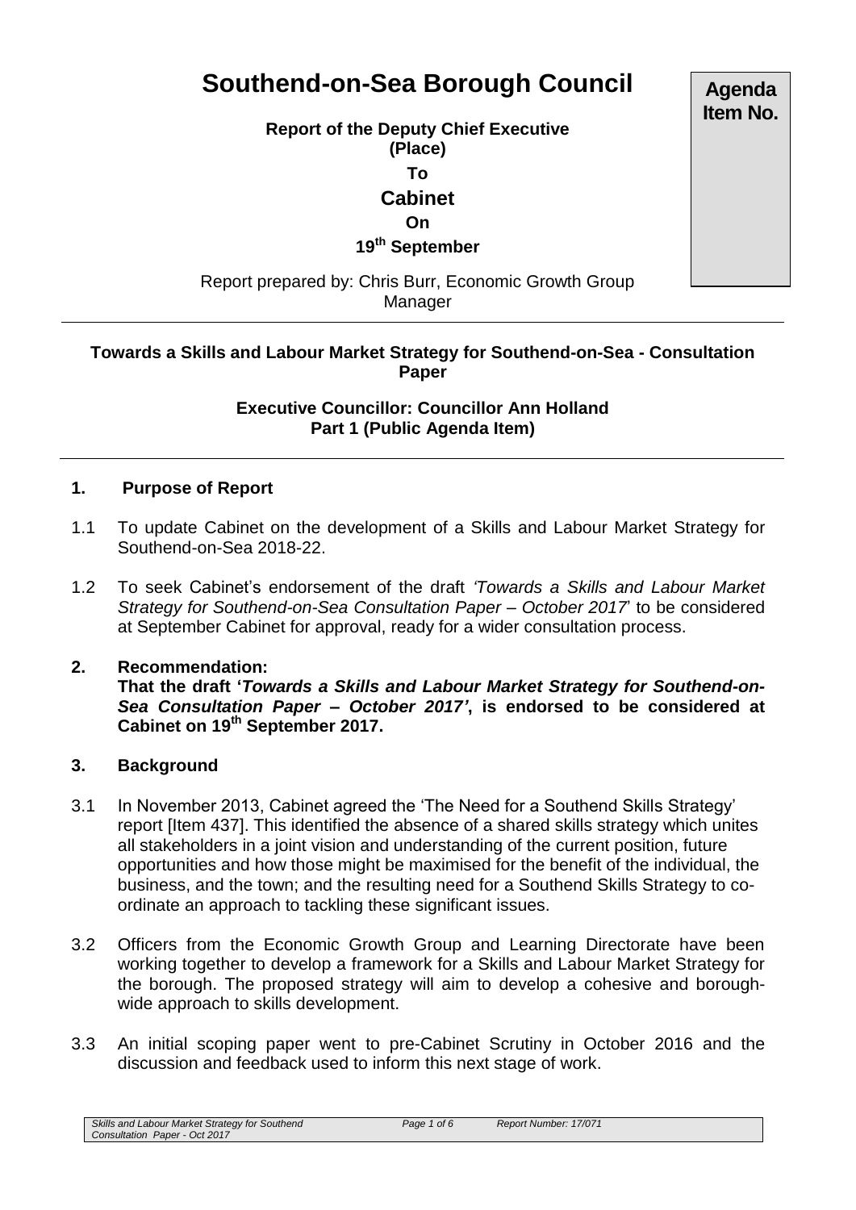# Southend-on-Sea Borough Council

**Agenda Item No.**

**Report of the Deputy Chief Executive (Place)**

**To**

**Cabinet**

**On**

**19th September**

Report prepared by: Chris Burr, Economic Growth Group Manager

---

**Towards a Skills and Labour Market Strategy for Southend-on-Sea - Consultation Paper**

**Executive Councillor: Councillor Ann Holland**
**Part 1 (Public Agenda Item)**

---

## 1. Purpose of Report

1.1 To update Cabinet on the development of a Skills and Labour Market Strategy for Southend-on-Sea 2018-22.

1.2 To seek Cabinet's endorsement of the draft *'Towards a Skills and Labour Market Strategy for Southend-on-Sea Consultation Paper – October 2017*' to be considered at September Cabinet for approval, ready for a wider consultation process.

## 2. Recommendation:

**That the draft '*Towards a Skills and Labour Market Strategy for Southend-on-Sea Consultation Paper – October 2017'*, is endorsed to be considered at Cabinet on 19th September 2017.**

## 3. Background

3.1 In November 2013, Cabinet agreed the 'The Need for a Southend Skills Strategy' report [Item 437]. This identified the absence of a shared skills strategy which unites all stakeholders in a joint vision and understanding of the current position, future opportunities and how those might be maximised for the benefit of the individual, the business, and the town; and the resulting need for a Southend Skills Strategy to co-ordinate an approach to tackling these significant issues.

3.2 Officers from the Economic Growth Group and Learning Directorate have been working together to develop a framework for a Skills and Labour Market Strategy for the borough. The proposed strategy will aim to develop a cohesive and borough-wide approach to skills development.

3.3 An initial scoping paper went to pre-Cabinet Scrutiny in October 2016 and the discussion and feedback used to inform this next stage of work.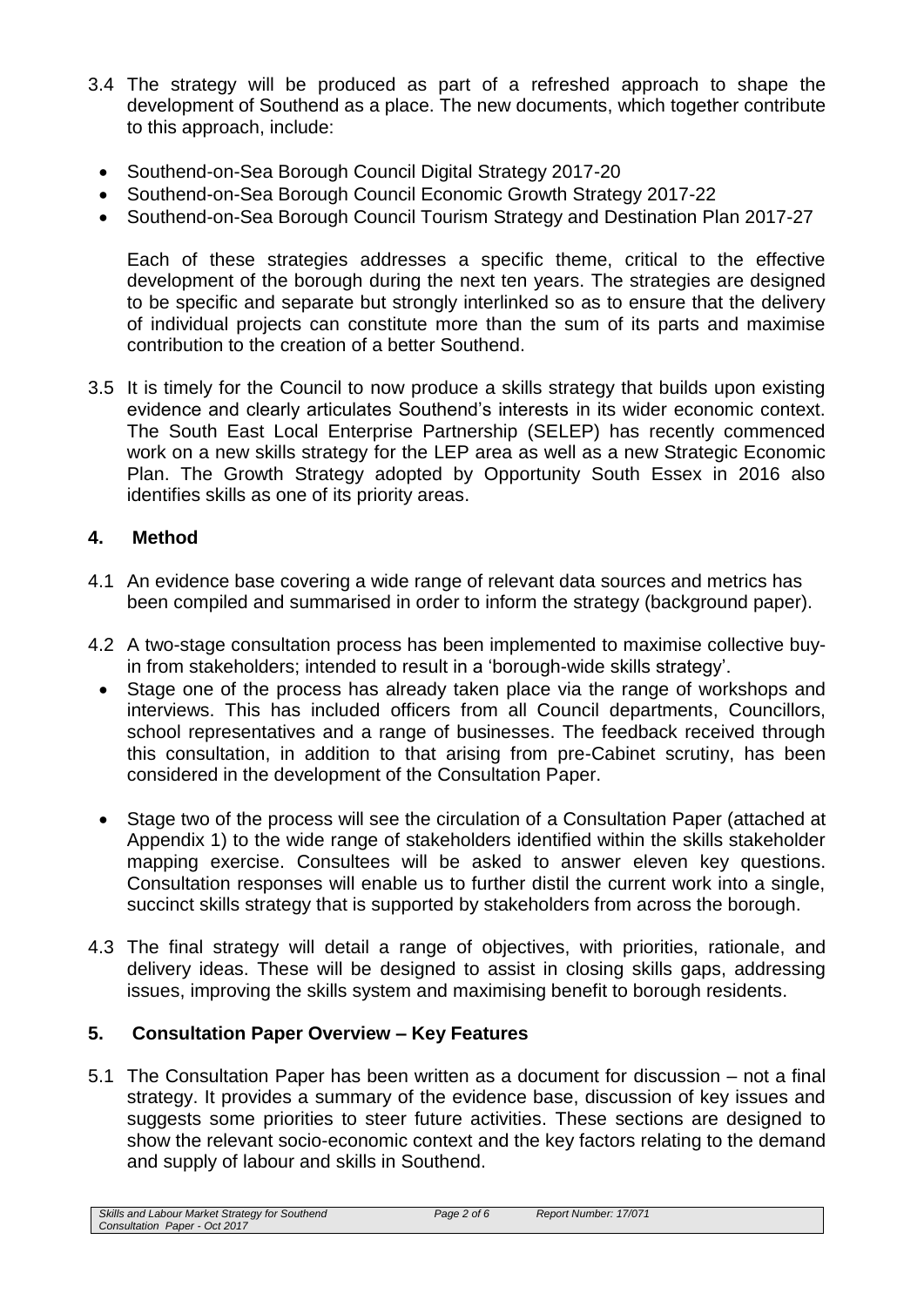3.4 The strategy will be produced as part of a refreshed approach to shape the development of Southend as a place. The new documents, which together contribute to this approach, include:

- Southend-on-Sea Borough Council Digital Strategy 2017-20
- Southend-on-Sea Borough Council Economic Growth Strategy 2017-22
- Southend-on-Sea Borough Council Tourism Strategy and Destination Plan 2017-27

Each of these strategies addresses a specific theme, critical to the effective development of the borough during the next ten years. The strategies are designed to be specific and separate but strongly interlinked so as to ensure that the delivery of individual projects can constitute more than the sum of its parts and maximise contribution to the creation of a better Southend.

3.5 It is timely for the Council to now produce a skills strategy that builds upon existing evidence and clearly articulates Southend's interests in its wider economic context. The South East Local Enterprise Partnership (SELEP) has recently commenced work on a new skills strategy for the LEP area as well as a new Strategic Economic Plan. The Growth Strategy adopted by Opportunity South Essex in 2016 also identifies skills as one of its priority areas.

## 4. Method

4.1 An evidence base covering a wide range of relevant data sources and metrics has been compiled and summarised in order to inform the strategy (background paper).

4.2 A two-stage consultation process has been implemented to maximise collective buy-in from stakeholders; intended to result in a 'borough-wide skills strategy'.

- Stage one of the process has already taken place via the range of workshops and interviews. This has included officers from all Council departments, Councillors, school representatives and a range of businesses. The feedback received through this consultation, in addition to that arising from pre-Cabinet scrutiny, has been considered in the development of the Consultation Paper.

- Stage two of the process will see the circulation of a Consultation Paper (attached at Appendix 1) to the wide range of stakeholders identified within the skills stakeholder mapping exercise. Consultees will be asked to answer eleven key questions. Consultation responses will enable us to further distil the current work into a single, succinct skills strategy that is supported by stakeholders from across the borough.

4.3 The final strategy will detail a range of objectives, with priorities, rationale, and delivery ideas. These will be designed to assist in closing skills gaps, addressing issues, improving the skills system and maximising benefit to borough residents.

## 5. Consultation Paper Overview – Key Features

5.1 The Consultation Paper has been written as a document for discussion – not a final strategy. It provides a summary of the evidence base, discussion of key issues and suggests some priorities to steer future activities. These sections are designed to show the relevant socio-economic context and the key factors relating to the demand and supply of labour and skills in Southend.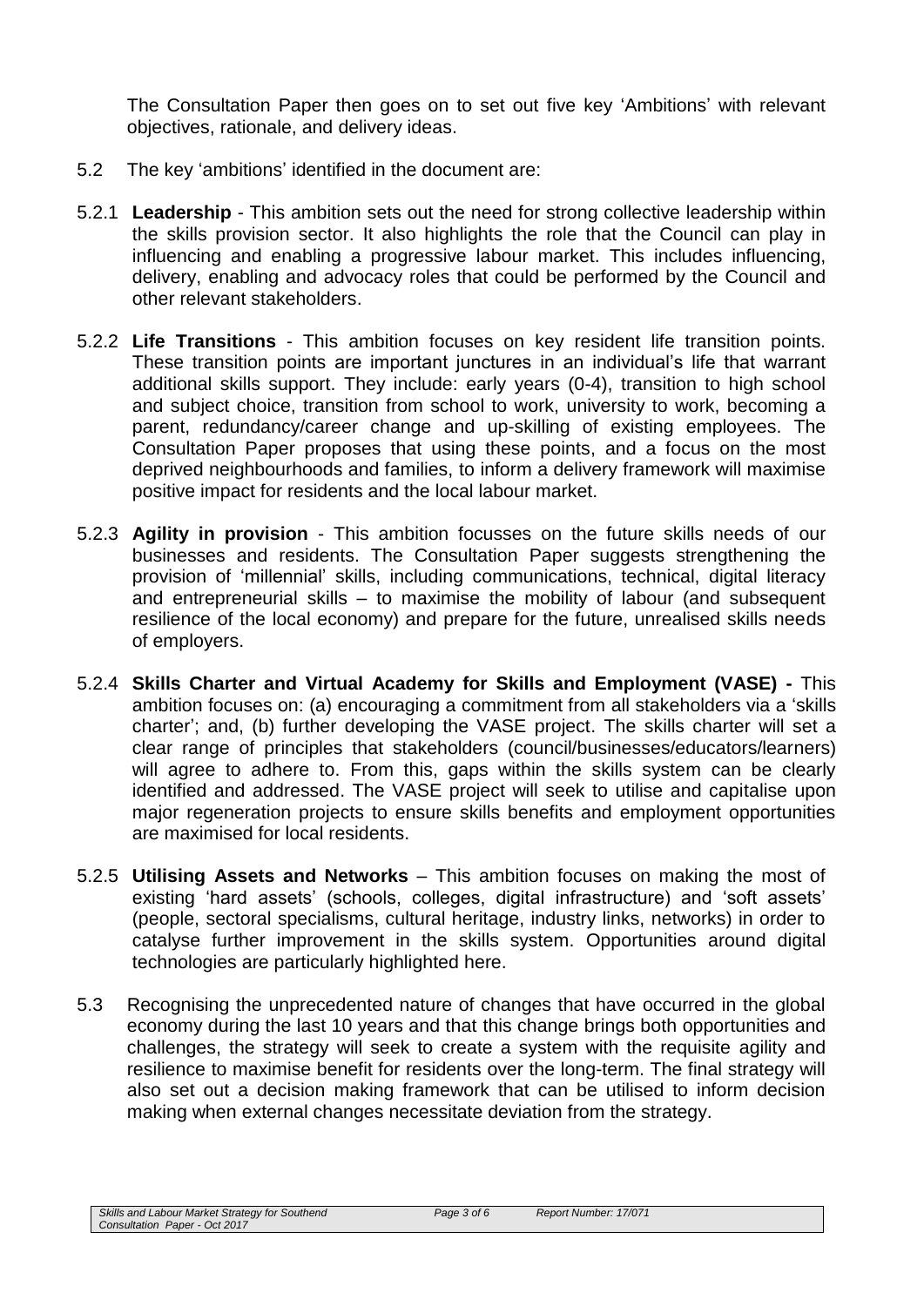The Consultation Paper then goes on to set out five key 'Ambitions' with relevant objectives, rationale, and delivery ideas.

5.2 The key 'ambitions' identified in the document are:

5.2.1 **Leadership** - This ambition sets out the need for strong collective leadership within the skills provision sector. It also highlights the role that the Council can play in influencing and enabling a progressive labour market. This includes influencing, delivery, enabling and advocacy roles that could be performed by the Council and other relevant stakeholders.

5.2.2 **Life Transitions** - This ambition focuses on key resident life transition points. These transition points are important junctures in an individual's life that warrant additional skills support. They include: early years (0-4), transition to high school and subject choice, transition from school to work, university to work, becoming a parent, redundancy/career change and up-skilling of existing employees. The Consultation Paper proposes that using these points, and a focus on the most deprived neighbourhoods and families, to inform a delivery framework will maximise positive impact for residents and the local labour market.

5.2.3 **Agility in provision** - This ambition focusses on the future skills needs of our businesses and residents. The Consultation Paper suggests strengthening the provision of 'millennial' skills, including communications, technical, digital literacy and entrepreneurial skills – to maximise the mobility of labour (and subsequent resilience of the local economy) and prepare for the future, unrealised skills needs of employers.

5.2.4 **Skills Charter and Virtual Academy for Skills and Employment (VASE) -** This ambition focuses on: (a) encouraging a commitment from all stakeholders via a 'skills charter'; and, (b) further developing the VASE project. The skills charter will set a clear range of principles that stakeholders (council/businesses/educators/learners) will agree to adhere to. From this, gaps within the skills system can be clearly identified and addressed. The VASE project will seek to utilise and capitalise upon major regeneration projects to ensure skills benefits and employment opportunities are maximised for local residents.

5.2.5 **Utilising Assets and Networks** – This ambition focuses on making the most of existing 'hard assets' (schools, colleges, digital infrastructure) and 'soft assets' (people, sectoral specialisms, cultural heritage, industry links, networks) in order to catalyse further improvement in the skills system. Opportunities around digital technologies are particularly highlighted here.

5.3 Recognising the unprecedented nature of changes that have occurred in the global economy during the last 10 years and that this change brings both opportunities and challenges, the strategy will seek to create a system with the requisite agility and resilience to maximise benefit for residents over the long-term. The final strategy will also set out a decision making framework that can be utilised to inform decision making when external changes necessitate deviation from the strategy.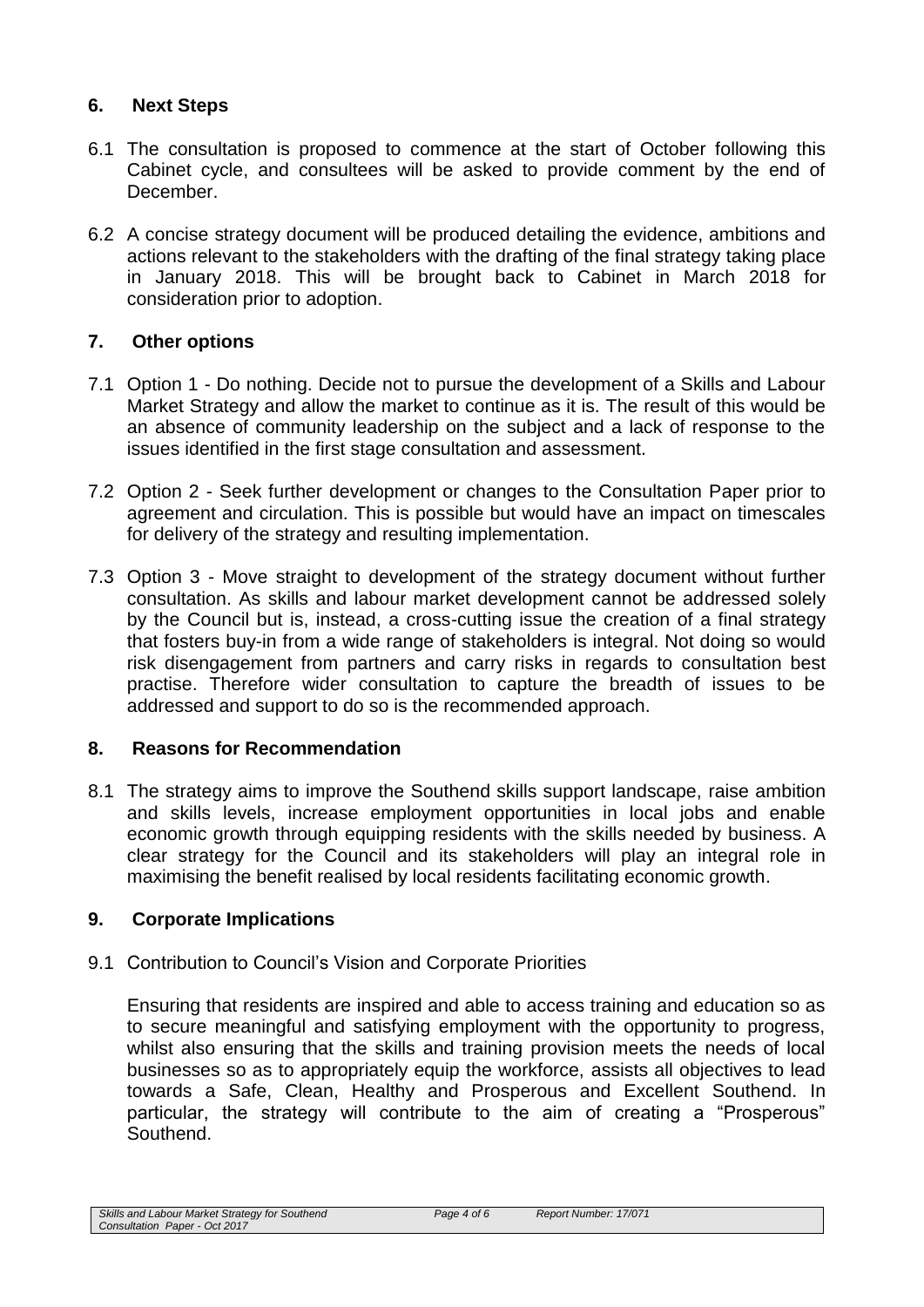## 6. Next Steps

6.1 The consultation is proposed to commence at the start of October following this Cabinet cycle, and consultees will be asked to provide comment by the end of December.

6.2 A concise strategy document will be produced detailing the evidence, ambitions and actions relevant to the stakeholders with the drafting of the final strategy taking place in January 2018. This will be brought back to Cabinet in March 2018 for consideration prior to adoption.

## 7. Other options

7.1 Option 1 - Do nothing. Decide not to pursue the development of a Skills and Labour Market Strategy and allow the market to continue as it is. The result of this would be an absence of community leadership on the subject and a lack of response to the issues identified in the first stage consultation and assessment.

7.2 Option 2 - Seek further development or changes to the Consultation Paper prior to agreement and circulation. This is possible but would have an impact on timescales for delivery of the strategy and resulting implementation.

7.3 Option 3 - Move straight to development of the strategy document without further consultation. As skills and labour market development cannot be addressed solely by the Council but is, instead, a cross-cutting issue the creation of a final strategy that fosters buy-in from a wide range of stakeholders is integral. Not doing so would risk disengagement from partners and carry risks in regards to consultation best practise. Therefore wider consultation to capture the breadth of issues to be addressed and support to do so is the recommended approach.

## 8. Reasons for Recommendation

8.1 The strategy aims to improve the Southend skills support landscape, raise ambition and skills levels, increase employment opportunities in local jobs and enable economic growth through equipping residents with the skills needed by business. A clear strategy for the Council and its stakeholders will play an integral role in maximising the benefit realised by local residents facilitating economic growth.

## 9. Corporate Implications

9.1 Contribution to Council's Vision and Corporate Priorities

Ensuring that residents are inspired and able to access training and education so as to secure meaningful and satisfying employment with the opportunity to progress, whilst also ensuring that the skills and training provision meets the needs of local businesses so as to appropriately equip the workforce, assists all objectives to lead towards a Safe, Clean, Healthy and Prosperous and Excellent Southend. In particular, the strategy will contribute to the aim of creating a "Prosperous" Southend.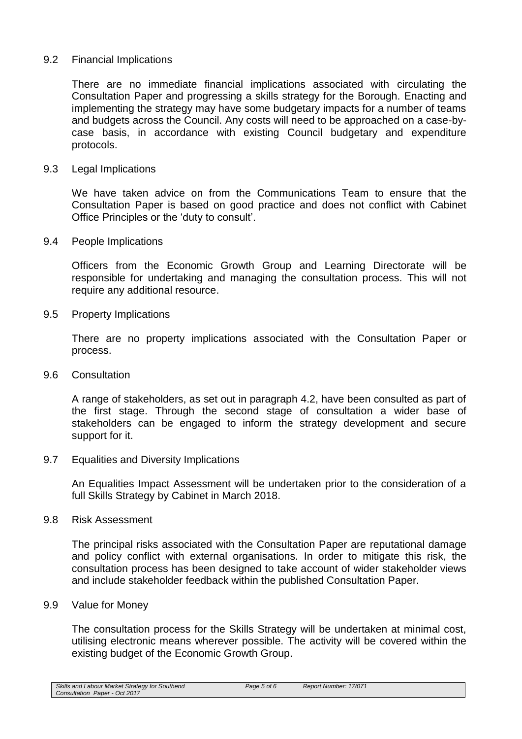9.2 Financial Implications

There are no immediate financial implications associated with circulating the Consultation Paper and progressing a skills strategy for the Borough. Enacting and implementing the strategy may have some budgetary impacts for a number of teams and budgets across the Council. Any costs will need to be approached on a case-by-case basis, in accordance with existing Council budgetary and expenditure protocols.

9.3 Legal Implications

We have taken advice on from the Communications Team to ensure that the Consultation Paper is based on good practice and does not conflict with Cabinet Office Principles or the 'duty to consult'.

9.4 People Implications

Officers from the Economic Growth Group and Learning Directorate will be responsible for undertaking and managing the consultation process. This will not require any additional resource.

9.5 Property Implications

There are no property implications associated with the Consultation Paper or process.

9.6 Consultation

A range of stakeholders, as set out in paragraph 4.2, have been consulted as part of the first stage. Through the second stage of consultation a wider base of stakeholders can be engaged to inform the strategy development and secure support for it.

9.7 Equalities and Diversity Implications

An Equalities Impact Assessment will be undertaken prior to the consideration of a full Skills Strategy by Cabinet in March 2018.

9.8 Risk Assessment

The principal risks associated with the Consultation Paper are reputational damage and policy conflict with external organisations. In order to mitigate this risk, the consultation process has been designed to take account of wider stakeholder views and include stakeholder feedback within the published Consultation Paper.

9.9 Value for Money

The consultation process for the Skills Strategy will be undertaken at minimal cost, utilising electronic means wherever possible. The activity will be covered within the existing budget of the Economic Growth Group.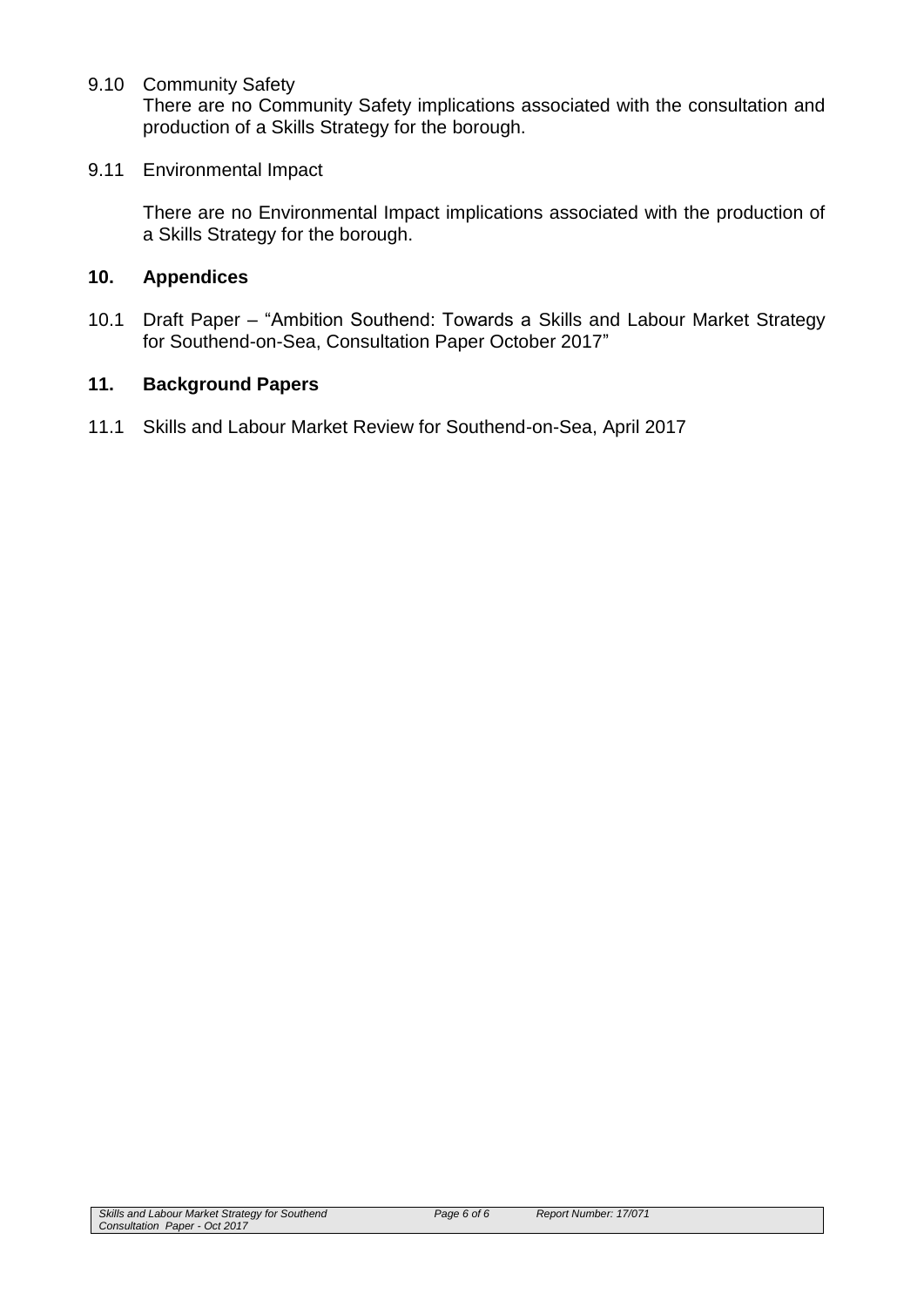9.10 Community Safety

There are no Community Safety implications associated with the consultation and production of a Skills Strategy for the borough.

9.11 Environmental Impact

There are no Environmental Impact implications associated with the production of a Skills Strategy for the borough.

## 10. Appendices

10.1 Draft Paper – "Ambition Southend: Towards a Skills and Labour Market Strategy for Southend-on-Sea, Consultation Paper October 2017"

## 11. Background Papers

11.1 Skills and Labour Market Review for Southend-on-Sea, April 2017